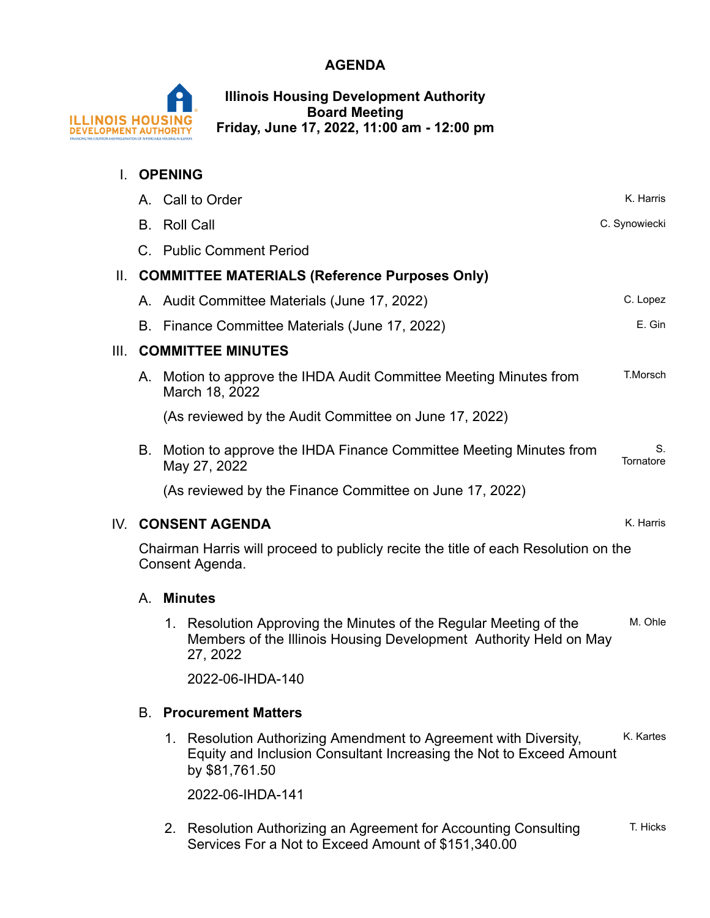# AGENDA

**Illinois Housing Development Authority**
**Board Meeting**
**Friday, June 17, 2022, 11:00 am - 12:00 pm**

## I. OPENING

A. Call to Order — K. Harris

B. Roll Call — C. Synowiecki

C. Public Comment Period

## II. COMMITTEE MATERIALS (Reference Purposes Only)

A. Audit Committee Materials (June 17, 2022) — C. Lopez

B. Finance Committee Materials (June 17, 2022) — E. Gin

## III. COMMITTEE MINUTES

A. Motion to approve the IHDA Audit Committee Meeting Minutes from March 18, 2022 — T.Morsch

(As reviewed by the Audit Committee on June 17, 2022)

B. Motion to approve the IHDA Finance Committee Meeting Minutes from May 27, 2022 — S. Tornatore

(As reviewed by the Finance Committee on June 17, 2022)

## IV. CONSENT AGENDA — K. Harris

Chairman Harris will proceed to publicly recite the title of each Resolution on the Consent Agenda.

### A. Minutes

1. Resolution Approving the Minutes of the Regular Meeting of the Members of the Illinois Housing Development Authority Held on May 27, 2022 — M. Ohle

   2022-06-IHDA-140

### B. Procurement Matters

1. Resolution Authorizing Amendment to Agreement with Diversity, Equity and Inclusion Consultant Increasing the Not to Exceed Amount by $81,761.50 — K. Kartes

   2022-06-IHDA-141

2. Resolution Authorizing an Agreement for Accounting Consulting Services For a Not to Exceed Amount of $151,340.00 — T. Hicks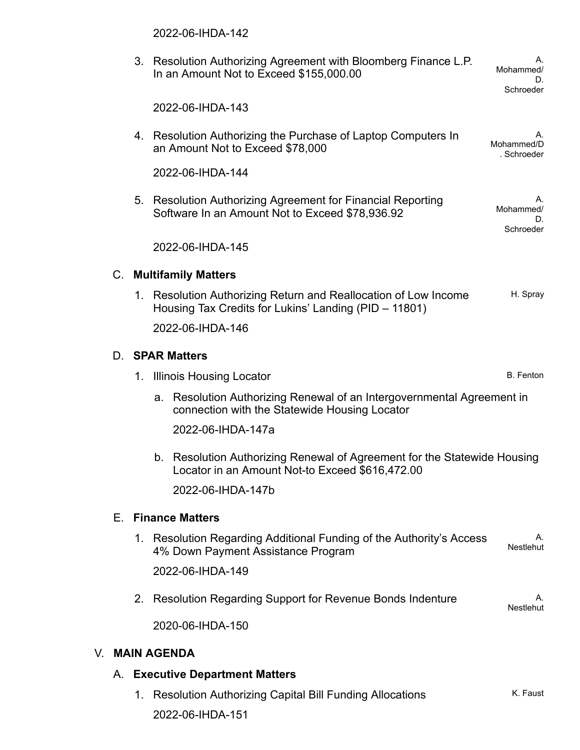2022-06-IHDA-142

3. Resolution Authorizing Agreement with Bloomberg Finance L.P. In an Amount Not to Exceed $155,000.00 — A. Mohammed/ D. Schroeder

   2022-06-IHDA-143

4. Resolution Authorizing the Purchase of Laptop Computers In an Amount Not to Exceed $78,000 — A. Mohammed/D. Schroeder

   2022-06-IHDA-144

5. Resolution Authorizing Agreement for Financial Reporting Software In an Amount Not to Exceed $78,936.92 — A. Mohammed/ D. Schroeder

   2022-06-IHDA-145

C. **Multifamily Matters**

1. Resolution Authorizing Return and Reallocation of Low Income Housing Tax Credits for Lukins' Landing (PID – 11801) — H. Spray

   2022-06-IHDA-146

D. **SPAR Matters**

1. Illinois Housing Locator — B. Fenton

   a. Resolution Authorizing Renewal of an Intergovernmental Agreement in connection with the Statewide Housing Locator

      2022-06-IHDA-147a

   b. Resolution Authorizing Renewal of Agreement for the Statewide Housing Locator in an Amount Not-to Exceed $616,472.00

      2022-06-IHDA-147b

E. **Finance Matters**

1. Resolution Regarding Additional Funding of the Authority's Access 4% Down Payment Assistance Program — A. Nestlehut

   2022-06-IHDA-149

2. Resolution Regarding Support for Revenue Bonds Indenture — A. Nestlehut

   2020-06-IHDA-150

V. **MAIN AGENDA**

A. **Executive Department Matters**

1. Resolution Authorizing Capital Bill Funding Allocations — K. Faust

   2022-06-IHDA-151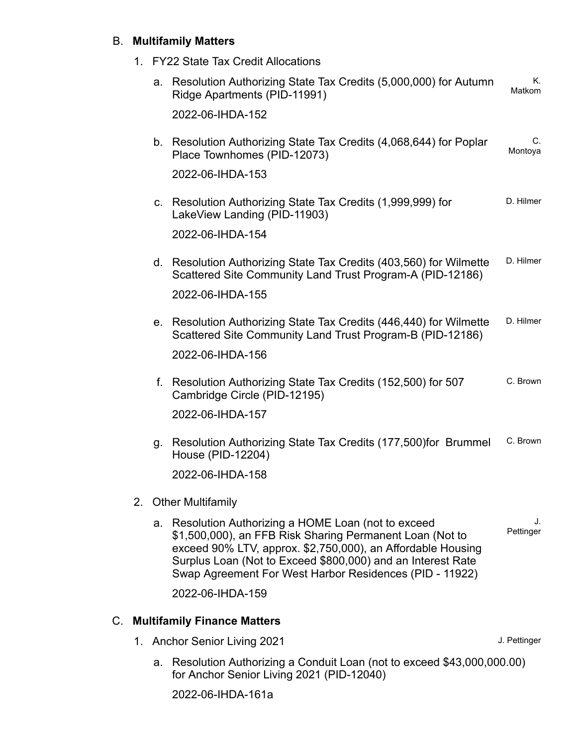## B. **Multifamily Matters**

1. FY22 State Tax Credit Allocations

   a. Resolution Authorizing State Tax Credits (5,000,000) for Autumn Ridge Apartments (PID-11991) — K. Matkom

      2022-06-IHDA-152

   b. Resolution Authorizing State Tax Credits (4,068,644) for Poplar Place Townhomes (PID-12073) — C. Montoya

      2022-06-IHDA-153

   c. Resolution Authorizing State Tax Credits (1,999,999) for LakeView Landing (PID-11903) — D. Hilmer

      2022-06-IHDA-154

   d. Resolution Authorizing State Tax Credits (403,560) for Wilmette Scattered Site Community Land Trust Program-A (PID-12186) — D. Hilmer

      2022-06-IHDA-155

   e. Resolution Authorizing State Tax Credits (446,440) for Wilmette Scattered Site Community Land Trust Program-B (PID-12186) — D. Hilmer

      2022-06-IHDA-156

   f. Resolution Authorizing State Tax Credits (152,500) for 507 Cambridge Circle (PID-12195) — C. Brown

      2022-06-IHDA-157

   g. Resolution Authorizing State Tax Credits (177,500)for Brummel House (PID-12204) — C. Brown

      2022-06-IHDA-158

2. Other Multifamily

   a. Resolution Authorizing a HOME Loan (not to exceed $1,500,000), an FFB Risk Sharing Permanent Loan (Not to exceed 90% LTV, approx. $2,750,000), an Affordable Housing Surplus Loan (Not to Exceed $800,000) and an Interest Rate Swap Agreement For West Harbor Residences (PID - 11922) — J. Pettinger

      2022-06-IHDA-159

## C. **Multifamily Finance Matters**

1. Anchor Senior Living 2021 — J. Pettinger

   a. Resolution Authorizing a Conduit Loan (not to exceed $43,000,000.00) for Anchor Senior Living 2021 (PID-12040)

      2022-06-IHDA-161a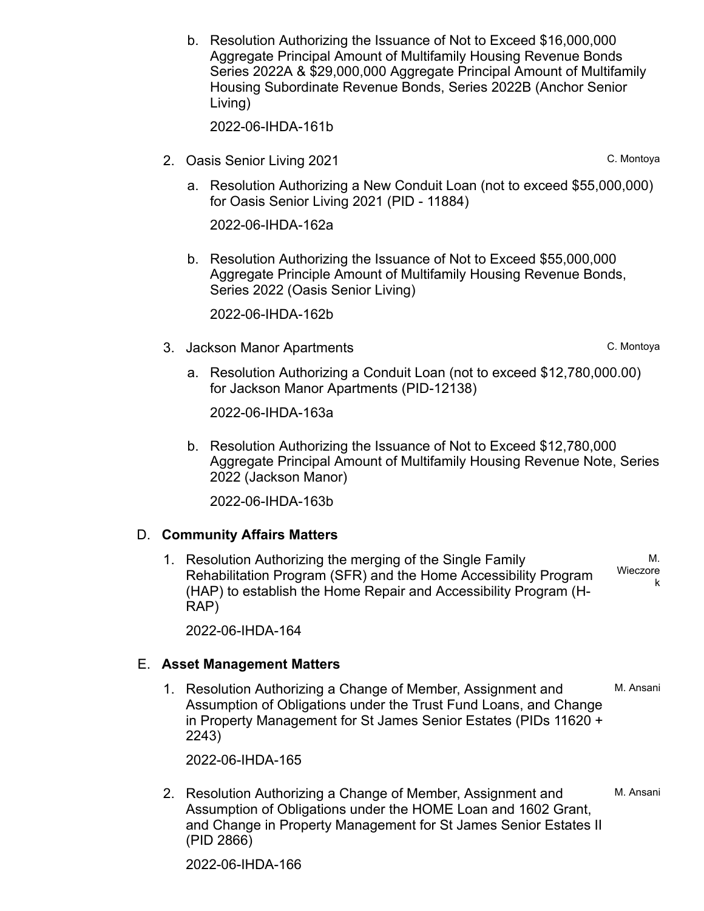b. Resolution Authorizing the Issuance of Not to Exceed $16,000,000 Aggregate Principal Amount of Multifamily Housing Revenue Bonds Series 2022A & $29,000,000 Aggregate Principal Amount of Multifamily Housing Subordinate Revenue Bonds, Series 2022B (Anchor Senior Living)

   2022-06-IHDA-161b

2. Oasis Senior Living 2021 — C. Montoya

   a. Resolution Authorizing a New Conduit Loan (not to exceed $55,000,000) for Oasis Senior Living 2021 (PID - 11884)

      2022-06-IHDA-162a

   b. Resolution Authorizing the Issuance of Not to Exceed $55,000,000 Aggregate Principle Amount of Multifamily Housing Revenue Bonds, Series 2022 (Oasis Senior Living)

      2022-06-IHDA-162b

3. Jackson Manor Apartments — C. Montoya

   a. Resolution Authorizing a Conduit Loan (not to exceed $12,780,000.00) for Jackson Manor Apartments (PID-12138)

      2022-06-IHDA-163a

   b. Resolution Authorizing the Issuance of Not to Exceed $12,780,000 Aggregate Principal Amount of Multifamily Housing Revenue Note, Series 2022 (Jackson Manor)

      2022-06-IHDA-163b

D. **Community Affairs Matters**

1. Resolution Authorizing the merging of the Single Family Rehabilitation Program (SFR) and the Home Accessibility Program (HAP) to establish the Home Repair and Accessibility Program (H-RAP) — M. Wieczorek

   2022-06-IHDA-164

E. **Asset Management Matters**

1. Resolution Authorizing a Change of Member, Assignment and Assumption of Obligations under the Trust Fund Loans, and Change in Property Management for St James Senior Estates (PIDs 11620 + 2243) — M. Ansani

   2022-06-IHDA-165

2. Resolution Authorizing a Change of Member, Assignment and Assumption of Obligations under the HOME Loan and 1602 Grant, and Change in Property Management for St James Senior Estates II (PID 2866) — M. Ansani

   2022-06-IHDA-166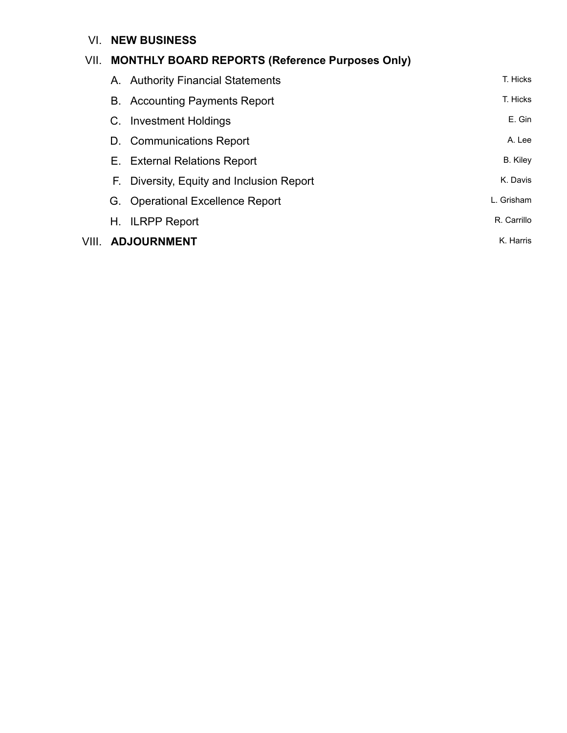VI. **NEW BUSINESS**

VII. **MONTHLY BOARD REPORTS (Reference Purposes Only)**

A. Authority Financial Statements — T. Hicks

B. Accounting Payments Report — T. Hicks

C. Investment Holdings — E. Gin

D. Communications Report — A. Lee

E. External Relations Report — B. Kiley

F. Diversity, Equity and Inclusion Report — K. Davis

G. Operational Excellence Report — L. Grisham

H. ILRPP Report — R. Carrillo

VIII. **ADJOURNMENT** — K. Harris